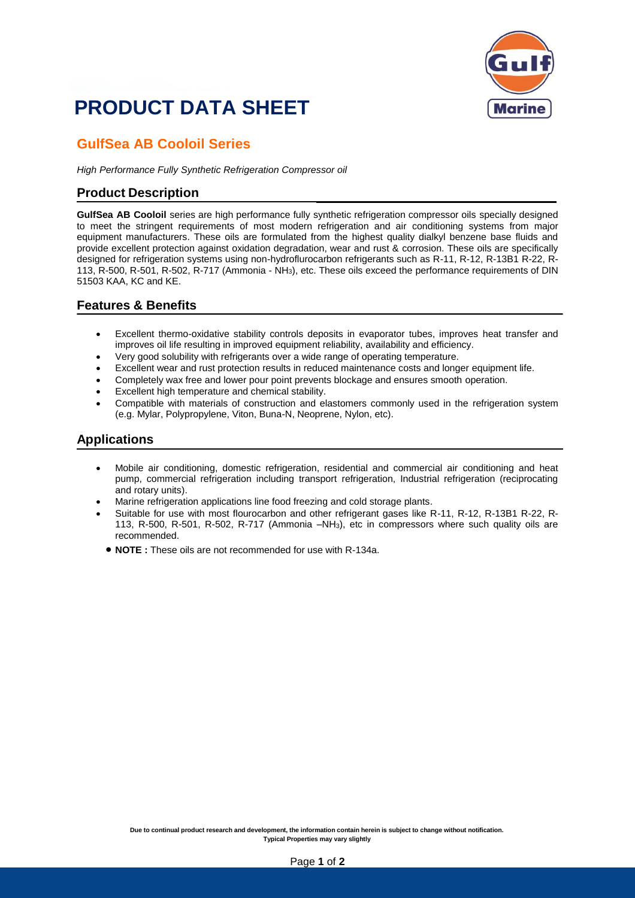# PRODUCT DATA SHEET

## GulfSea AB Cooloil Series

*High Performance Fully Synthetic Refrigeration Compressor oil*

### Product Description

**GulfSea AB Cooloil** series are high performance fully synthetic refrigeration compressor oils specially designed to meet the stringent requirements of most modern refrigeration and air conditioning systems from major equipment manufacturers. These oils are formulated from the highest quality dialkyl benzene base fluids and provide excellent protection against oxidation degradation, wear and rust & corrosion. These oils are specifically designed for refrigeration systems using non-hydroflurocarbon refrigerants such as R-11, R-12, R-13B1 R-22, R-113, R-500, R-501, R-502, R-717 (Ammonia - $NH_3$), etc. These oils exceed the performance requirements of DIN 51503 KAA, KC and KE.

### Features & Benefits

- Excellent thermo-oxidative stability controls deposits in evaporator tubes, improves heat transfer and improves oil life resulting in improved equipment reliability, availability and efficiency.
- Very good solubility with refrigerants over a wide range of operating temperature.
- Excellent wear and rust protection results in reduced maintenance costs and longer equipment life.
- Completely wax free and lower pour point prevents blockage and ensures smooth operation.
- Excellent high temperature and chemical stability.
- Compatible with materials of construction and elastomers commonly used in the refrigeration system (e.g. Mylar, Polypropylene, Viton, Buna-N, Neoprene, Nylon, etc).

### Applications

- Mobile air conditioning, domestic refrigeration, residential and commercial air conditioning and heat pump, commercial refrigeration including transport refrigeration, Industrial refrigeration (reciprocating and rotary units).
- Marine refrigeration applications line food freezing and cold storage plants.
- Suitable for use with most flourocarbon and other refrigerant gases like R-11, R-12, R-13B1 R-22, R-113, R-500, R-501, R-502, R-717 (Ammonia –$NH_3$), etc in compressors where such quality oils are recommended.
- **NOTE :** These oils are not recommended for use with R-134a.

**Due to continual product research and development, the information contain herein is subject to change without notification.**
**Typical Properties may vary slightly**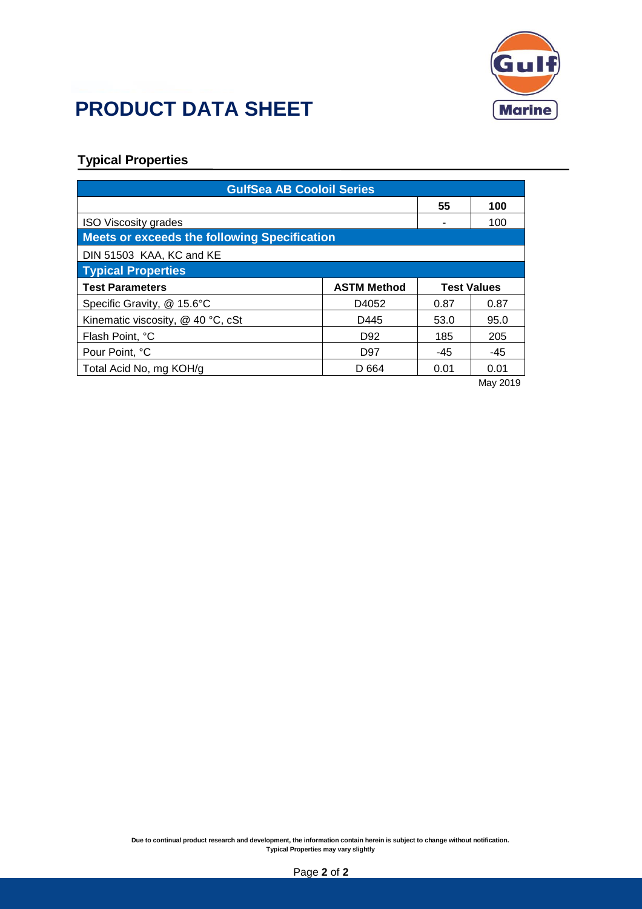# PRODUCT DATA SHEET

## Typical Properties

| GulfSea AB Cooloil Series | | | |
|---|---|---|---|
| | | **55** | **100** |
| ISO Viscosity grades | | - | 100 |
| **Meets or exceeds the following Specification** | | | |
| DIN 51503 KAA, KC and KE | | | |
| **Typical Properties** | | | |
| **Test Parameters** | **ASTM Method** | **Test Values** | |
| Specific Gravity, @ 15.6°C | D4052 | 0.87 | 0.87 |
| Kinematic viscosity, @ 40 °C, cSt | D445 | 53.0 | 95.0 |
| Flash Point, °C | D92 | 185 | 205 |
| Pour Point, °C | D97 | -45 | -45 |
| Total Acid No, mg KOH/g | D 664 | 0.01 | 0.01 |

May 2019

**Due to continual product research and development, the information contain herein is subject to change without notification.**
**Typical Properties may vary slightly**